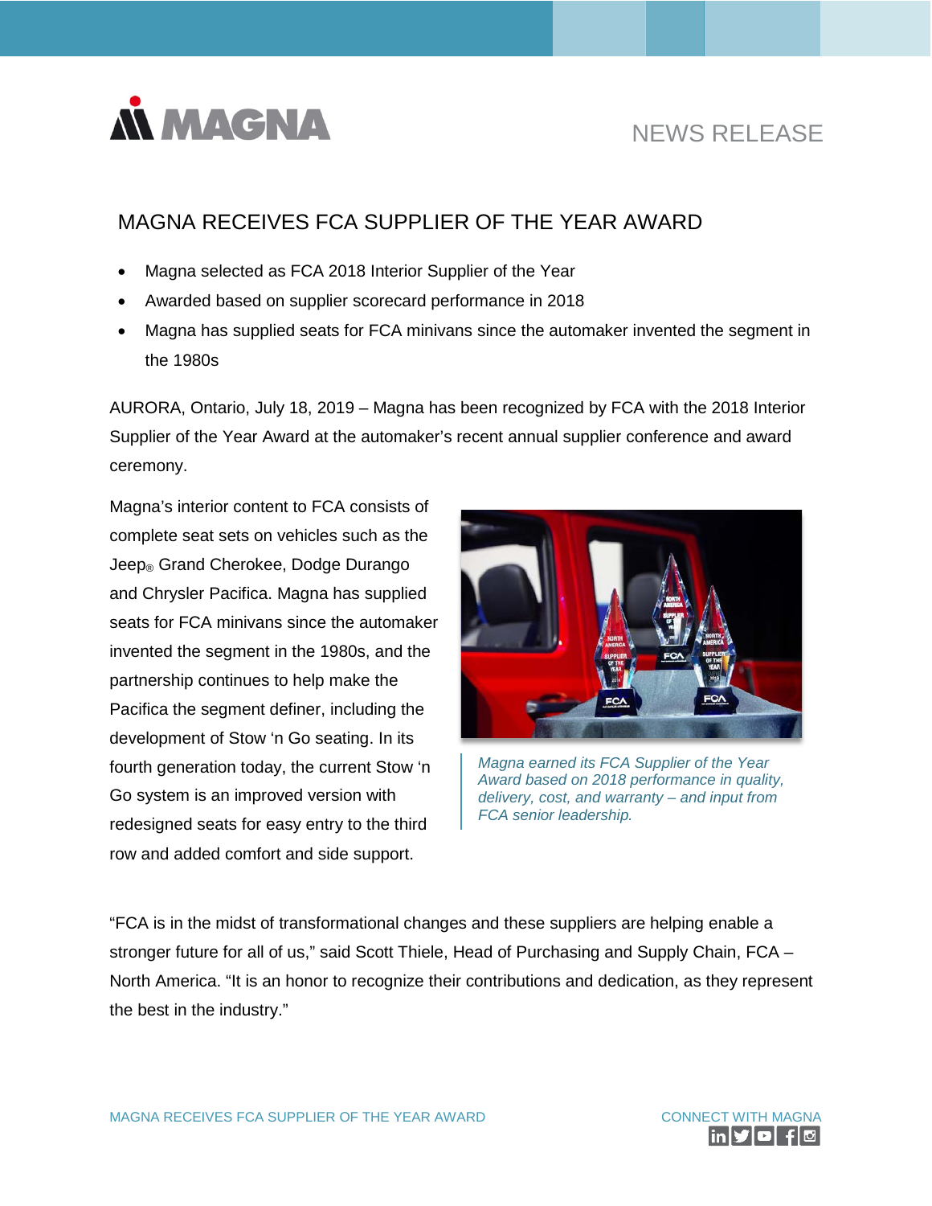# MAGNA RECEIVES FCA SUPPLIER OF THE YEAR AWARD

- Magna selected as FCA 2018 Interior Supplier of the Year
- Awarded based on supplier scorecard performance in 2018
- Magna has supplied seats for FCA minivans since the automaker invented the segment in the 1980s

AURORA, Ontario, July 18, 2019 – Magna has been recognized by FCA with the 2018 Interior Supplier of the Year Award at the automaker's recent annual supplier conference and award ceremony.

Magna's interior content to FCA consists of complete seat sets on vehicles such as the Jeep® Grand Cherokee, Dodge Durango and Chrysler Pacifica. Magna has supplied seats for FCA minivans since the automaker invented the segment in the 1980s, and the partnership continues to help make the Pacifica the segment definer, including the development of Stow 'n Go seating. In its fourth generation today, the current Stow 'n Go system is an improved version with redesigned seats for easy entry to the third row and added comfort and side support.

*Magna earned its FCA Supplier of the Year Award based on 2018 performance in quality, delivery, cost, and warranty – and input from FCA senior leadership.*

"FCA is in the midst of transformational changes and these suppliers are helping enable a stronger future for all of us," said Scott Thiele, Head of Purchasing and Supply Chain, FCA – North America. "It is an honor to recognize their contributions and dedication, as they represent the best in the industry."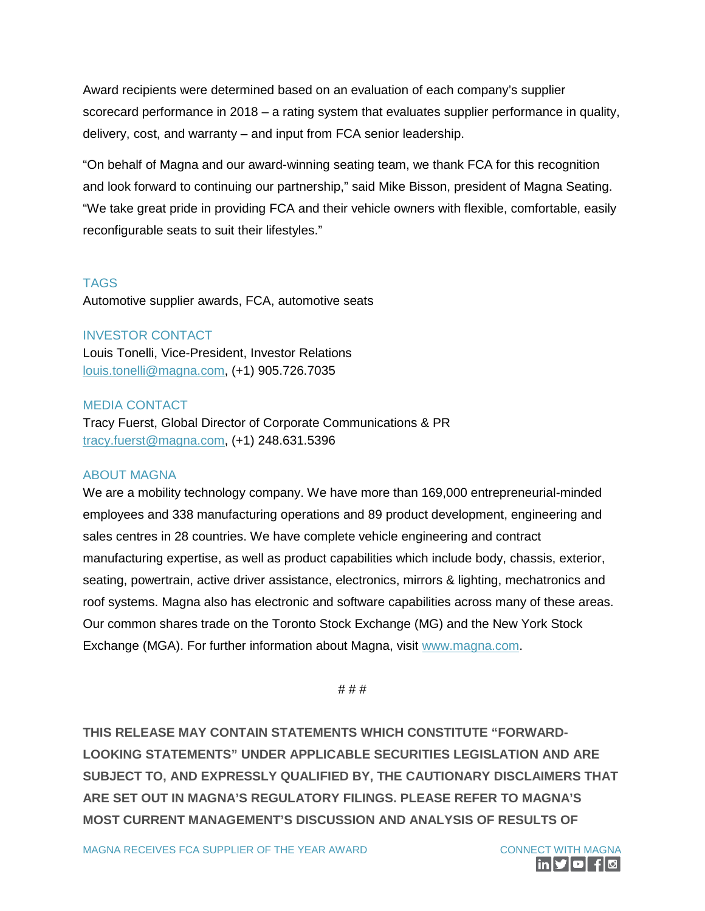Award recipients were determined based on an evaluation of each company's supplier scorecard performance in 2018 – a rating system that evaluates supplier performance in quality, delivery, cost, and warranty – and input from FCA senior leadership.

"On behalf of Magna and our award-winning seating team, we thank FCA for this recognition and look forward to continuing our partnership," said Mike Bisson, president of Magna Seating. "We take great pride in providing FCA and their vehicle owners with flexible, comfortable, easily reconfigurable seats to suit their lifestyles."

## TAGS

Automotive supplier awards, FCA, automotive seats

## INVESTOR CONTACT

Louis Tonelli, Vice-President, Investor Relations
louis.tonelli@magna.com, (+1) 905.726.7035

## MEDIA CONTACT

Tracy Fuerst, Global Director of Corporate Communications & PR
tracy.fuerst@magna.com, (+1) 248.631.5396

## ABOUT MAGNA

We are a mobility technology company. We have more than 169,000 entrepreneurial-minded employees and 338 manufacturing operations and 89 product development, engineering and sales centres in 28 countries. We have complete vehicle engineering and contract manufacturing expertise, as well as product capabilities which include body, chassis, exterior, seating, powertrain, active driver assistance, electronics, mirrors & lighting, mechatronics and roof systems. Magna also has electronic and software capabilities across many of these areas. Our common shares trade on the Toronto Stock Exchange (MG) and the New York Stock Exchange (MGA). For further information about Magna, visit www.magna.com.

# # #

**THIS RELEASE MAY CONTAIN STATEMENTS WHICH CONSTITUTE "FORWARD-LOOKING STATEMENTS" UNDER APPLICABLE SECURITIES LEGISLATION AND ARE SUBJECT TO, AND EXPRESSLY QUALIFIED BY, THE CAUTIONARY DISCLAIMERS THAT ARE SET OUT IN MAGNA'S REGULATORY FILINGS. PLEASE REFER TO MAGNA'S MOST CURRENT MANAGEMENT'S DISCUSSION AND ANALYSIS OF RESULTS OF**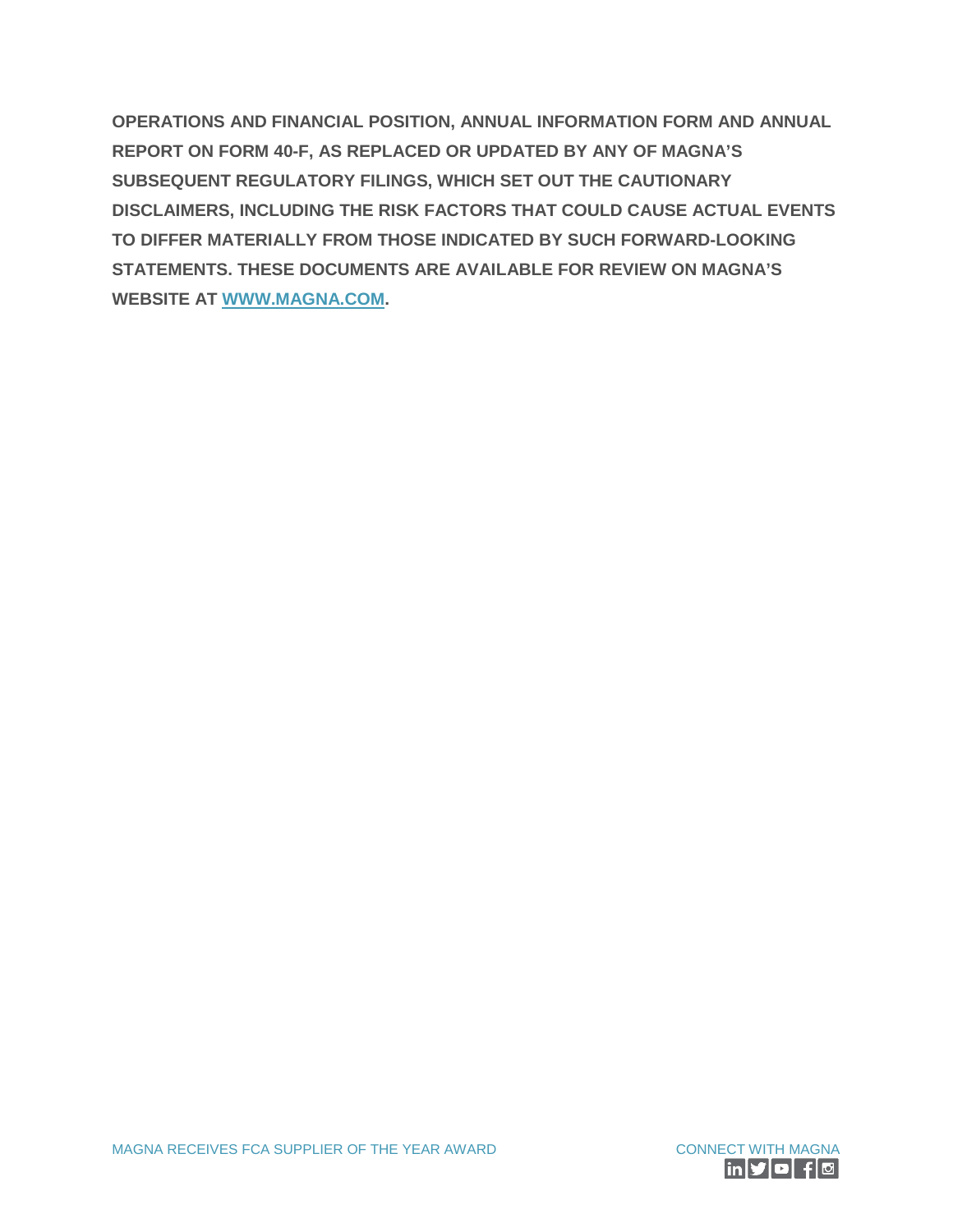**OPERATIONS AND FINANCIAL POSITION, ANNUAL INFORMATION FORM AND ANNUAL REPORT ON FORM 40-F, AS REPLACED OR UPDATED BY ANY OF MAGNA'S SUBSEQUENT REGULATORY FILINGS, WHICH SET OUT THE CAUTIONARY DISCLAIMERS, INCLUDING THE RISK FACTORS THAT COULD CAUSE ACTUAL EVENTS TO DIFFER MATERIALLY FROM THOSE INDICATED BY SUCH FORWARD-LOOKING STATEMENTS. THESE DOCUMENTS ARE AVAILABLE FOR REVIEW ON MAGNA'S WEBSITE AT WWW.MAGNA.COM.**